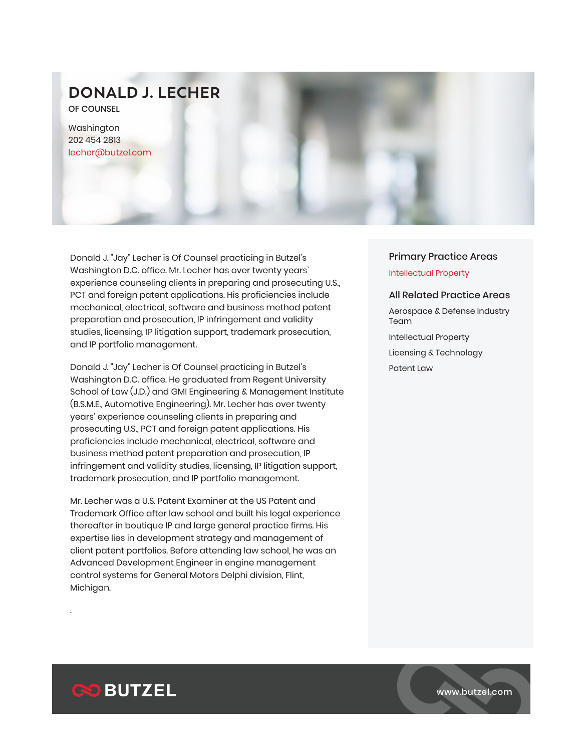# DONALD J. LECHER

OF COUNSEL

Washington
202 454 2813
lecher@butzel.com

Donald J. "Jay" Lecher is Of Counsel practicing in Butzel's Washington D.C. office. Mr. Lecher has over twenty years' experience counseling clients in preparing and prosecuting U.S., PCT and foreign patent applications. His proficiencies include mechanical, electrical, software and business method patent preparation and prosecution, IP infringement and validity studies, licensing, IP litigation support, trademark prosecution, and IP portfolio management.

Donald J. "Jay" Lecher is Of Counsel practicing in Butzel's Washington D.C. office. He graduated from Regent University School of Law (J.D.) and GMI Engineering & Management Institute (B.S.M.E., Automotive Engineering). Mr. Lecher has over twenty years' experience counseling clients in preparing and prosecuting U.S., PCT and foreign patent applications. His proficiencies include mechanical, electrical, software and business method patent preparation and prosecution, IP infringement and validity studies, licensing, IP litigation support, trademark prosecution, and IP portfolio management.

Mr. Lecher was a U.S. Patent Examiner at the US Patent and Trademark Office after law school and built his legal experience thereafter in boutique IP and large general practice firms. His expertise lies in development strategy and management of client patent portfolios. Before attending law school, he was an Advanced Development Engineer in engine management control systems for General Motors Delphi division, Flint, Michigan.

.

### Primary Practice Areas

Intellectual Property

### All Related Practice Areas

- Aerospace & Defense Industry Team
- Intellectual Property
- Licensing & Technology
- Patent Law

BUTZEL

www.butzel.com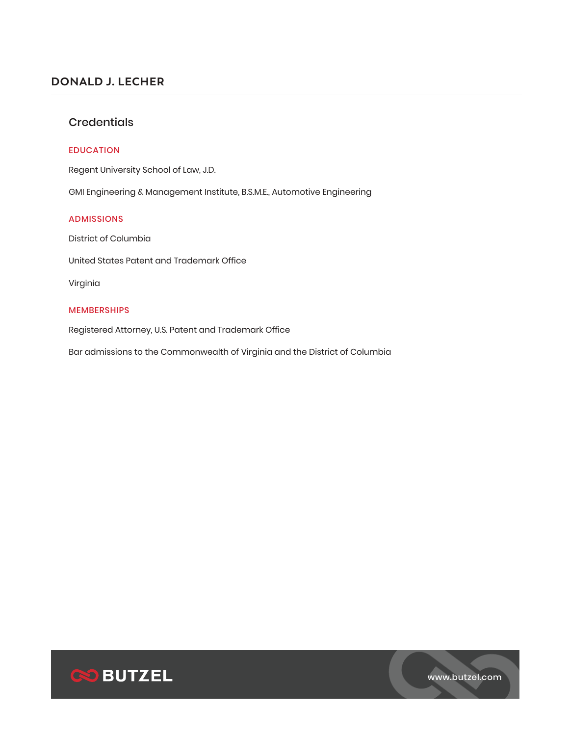# DONALD J. LECHER

## Credentials

### EDUCATION

Regent University School of Law, J.D.

GMI Engineering & Management Institute, B.S.M.E., Automotive Engineering

### ADMISSIONS

District of Columbia

United States Patent and Trademark Office

Virginia

### MEMBERSHIPS

Registered Attorney, U.S. Patent and Trademark Office

Bar admissions to the Commonwealth of Virginia and the District of Columbia